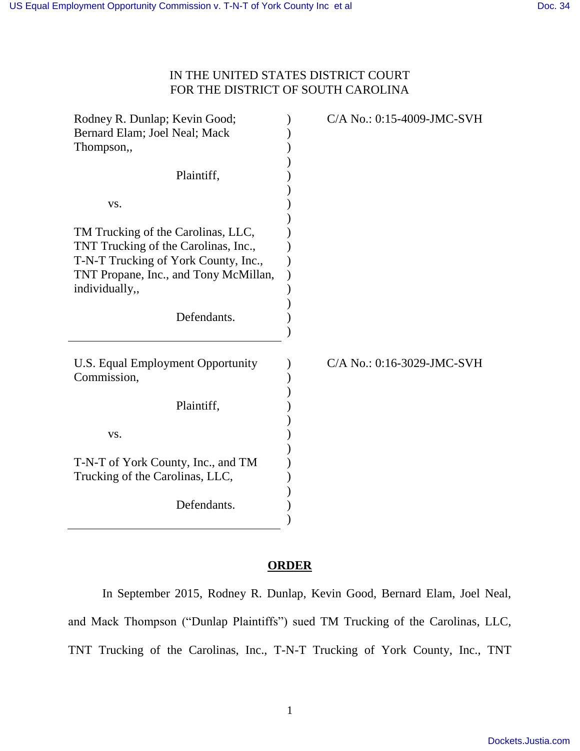IN THE UNITED STATES DISTRICT COURT
FOR THE DISTRICT OF SOUTH CAROLINA

Rodney R. Dunlap; Kevin Good; Bernard Elam; Joel Neal; Mack Thompson,,

Plaintiff,

vs.

TM Trucking of the Carolinas, LLC, TNT Trucking of the Carolinas, Inc., T-N-T Trucking of York County, Inc., TNT Propane, Inc., and Tony McMillan, individually,,

Defendants.

C/A No.: 0:15-4009-JMC-SVH

---

U.S. Equal Employment Opportunity Commission,

Plaintiff,

vs.

T-N-T of York County, Inc., and TM Trucking of the Carolinas, LLC,

Defendants.

C/A No.: 0:16-3029-JMC-SVH

---

## ORDER

In September 2015, Rodney R. Dunlap, Kevin Good, Bernard Elam, Joel Neal, and Mack Thompson ("Dunlap Plaintiffs") sued TM Trucking of the Carolinas, LLC, TNT Trucking of the Carolinas, Inc., T-N-T Trucking of York County, Inc., TNT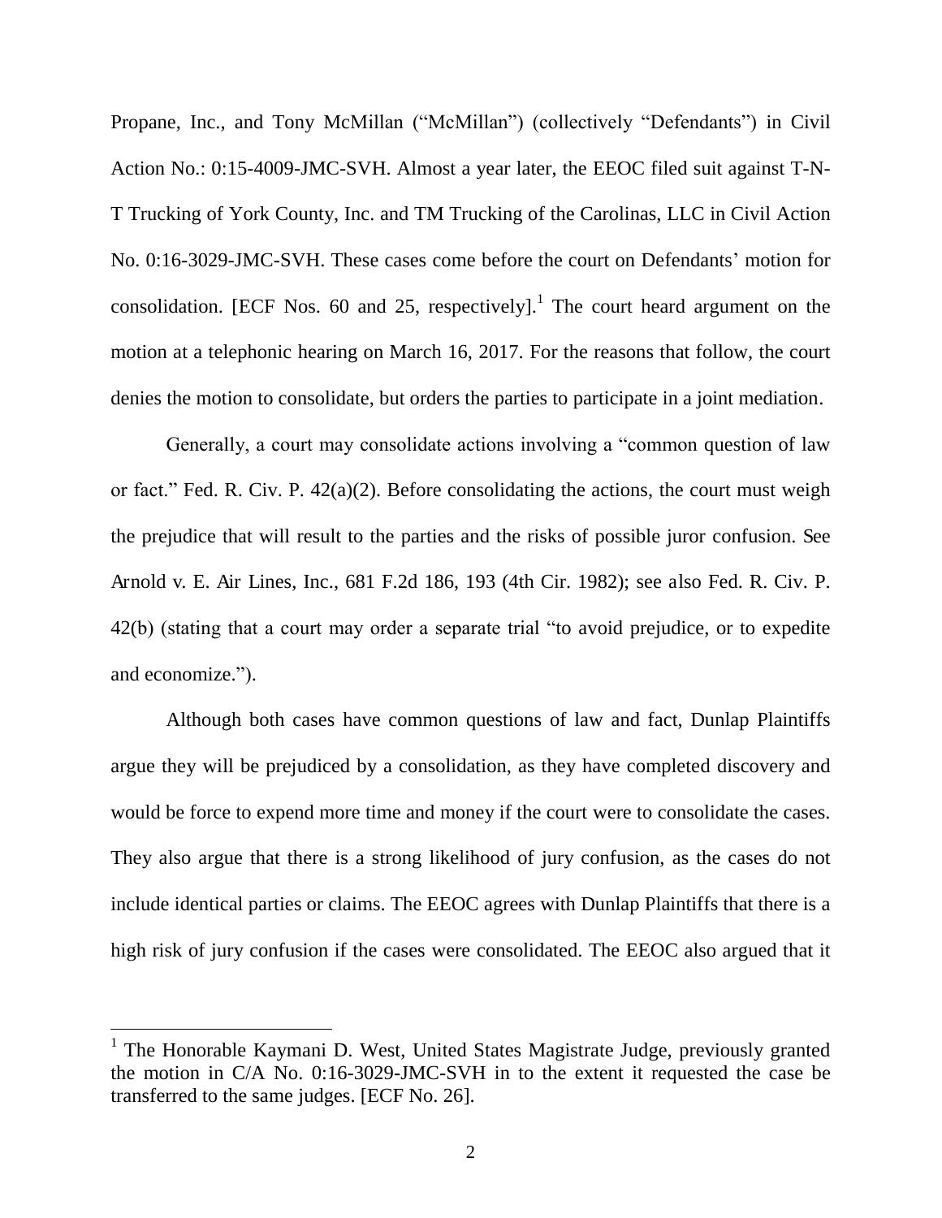Propane, Inc., and Tony McMillan ("McMillan") (collectively "Defendants") in Civil Action No.: 0:15-4009-JMC-SVH. Almost a year later, the EEOC filed suit against T-N-T Trucking of York County, Inc. and TM Trucking of the Carolinas, LLC in Civil Action No. 0:16-3029-JMC-SVH. These cases come before the court on Defendants' motion for consolidation. [ECF Nos. 60 and 25, respectively].[1] The court heard argument on the motion at a telephonic hearing on March 16, 2017. For the reasons that follow, the court denies the motion to consolidate, but orders the parties to participate in a joint mediation.

Generally, a court may consolidate actions involving a "common question of law or fact." Fed. R. Civ. P. 42(a)(2). Before consolidating the actions, the court must weigh the prejudice that will result to the parties and the risks of possible juror confusion. See Arnold v. E. Air Lines, Inc., 681 F.2d 186, 193 (4th Cir. 1982); see also Fed. R. Civ. P. 42(b) (stating that a court may order a separate trial "to avoid prejudice, or to expedite and economize.").

Although both cases have common questions of law and fact, Dunlap Plaintiffs argue they will be prejudiced by a consolidation, as they have completed discovery and would be force to expend more time and money if the court were to consolidate the cases. They also argue that there is a strong likelihood of jury confusion, as the cases do not include identical parties or claims. The EEOC agrees with Dunlap Plaintiffs that there is a high risk of jury confusion if the cases were consolidated. The EEOC also argued that it

[1] The Honorable Kaymani D. West, United States Magistrate Judge, previously granted the motion in C/A No. 0:16-3029-JMC-SVH in to the extent it requested the case be transferred to the same judges. [ECF No. 26].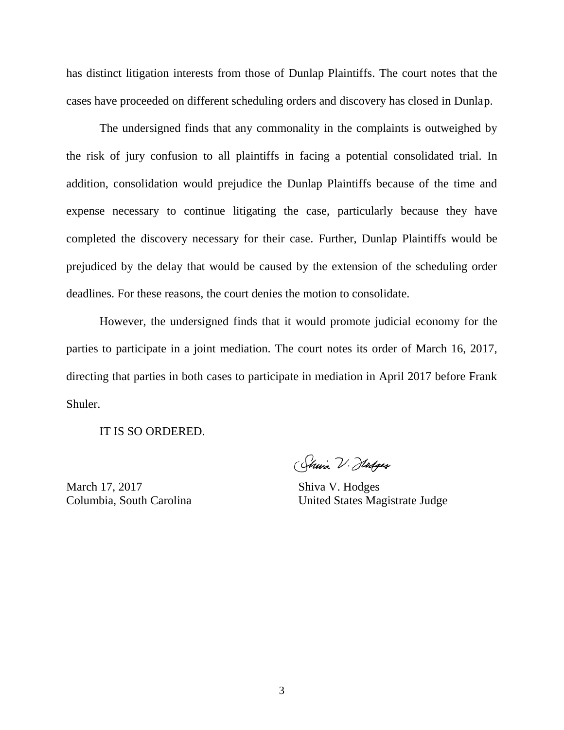has distinct litigation interests from those of Dunlap Plaintiffs. The court notes that the cases have proceeded on different scheduling orders and discovery has closed in Dunlap.

The undersigned finds that any commonality in the complaints is outweighed by the risk of jury confusion to all plaintiffs in facing a potential consolidated trial. In addition, consolidation would prejudice the Dunlap Plaintiffs because of the time and expense necessary to continue litigating the case, particularly because they have completed the discovery necessary for their case. Further, Dunlap Plaintiffs would be prejudiced by the delay that would be caused by the extension of the scheduling order deadlines. For these reasons, the court denies the motion to consolidate.

However, the undersigned finds that it would promote judicial economy for the parties to participate in a joint mediation. The court notes its order of March 16, 2017, directing that parties in both cases to participate in mediation in April 2017 before Frank Shuler.

IT IS SO ORDERED.

March 17, 2017
Columbia, South Carolina

Shiva V. Hodges
United States Magistrate Judge